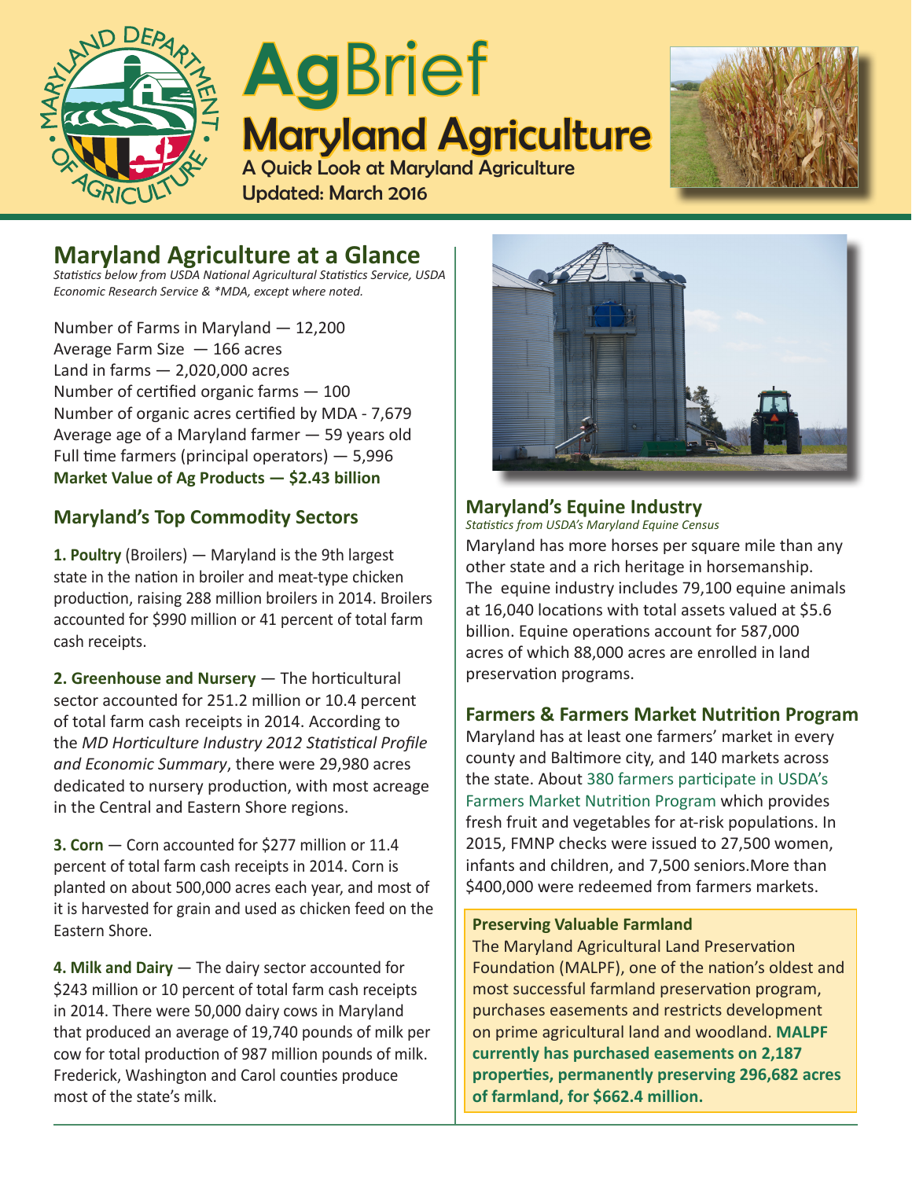# AgBrief

## Maryland Agriculture

A Quick Look at Maryland Agriculture

Updated: March 2016

## Maryland Agriculture at a Glance

*Statistics below from USDA National Agricultural Statistics Service, USDA Economic Research Service & \*MDA, except where noted.*

Number of Farms in Maryland — 12,200
Average Farm Size — 166 acres
Land in farms — 2,020,000 acres
Number of certified organic farms — 100
Number of organic acres certified by MDA - 7,679
Average age of a Maryland farmer — 59 years old
Full time farmers (principal operators) — 5,996
**Market Value of Ag Products — $2.43 billion**

### Maryland's Top Commodity Sectors

**1. Poultry** (Broilers) — Maryland is the 9th largest state in the nation in broiler and meat-type chicken production, raising 288 million broilers in 2014. Broilers accounted for $990 million or 41 percent of total farm cash receipts.

**2. Greenhouse and Nursery** — The horticultural sector accounted for 251.2 million or 10.4 percent of total farm cash receipts in 2014. According to the *MD Horticulture Industry 2012 Statistical Profile and Economic Summary*, there were 29,980 acres dedicated to nursery production, with most acreage in the Central and Eastern Shore regions.

**3. Corn** — Corn accounted for $277 million or 11.4 percent of total farm cash receipts in 2014. Corn is planted on about 500,000 acres each year, and most of it is harvested for grain and used as chicken feed on the Eastern Shore.

**4. Milk and Dairy** — The dairy sector accounted for $243 million or 10 percent of total farm cash receipts in 2014. There were 50,000 dairy cows in Maryland that produced an average of 19,740 pounds of milk per cow for total production of 987 million pounds of milk. Frederick, Washington and Carol counties produce most of the state's milk.

### Maryland's Equine Industry

*Statistics from USDA's Maryland Equine Census*

Maryland has more horses per square mile than any other state and a rich heritage in horsemanship. The equine industry includes 79,100 equine animals at 16,040 locations with total assets valued at $5.6 billion. Equine operations account for 587,000 acres of which 88,000 acres are enrolled in land preservation programs.

### Farmers & Farmers Market Nutrition Program

Maryland has at least one farmers' market in every county and Baltimore city, and 140 markets across the state. About 380 farmers participate in USDA's Farmers Market Nutrition Program which provides fresh fruit and vegetables for at-risk populations. In 2015, FMNP checks were issued to 27,500 women, infants and children, and 7,500 seniors.More than $400,000 were redeemed from farmers markets.

#### Preserving Valuable Farmland

The Maryland Agricultural Land Preservation Foundation (MALPF), one of the nation's oldest and most successful farmland preservation program, purchases easements and restricts development on prime agricultural land and woodland. **MALPF currently has purchased easements on 2,187 properties, permanently preserving 296,682 acres of farmland, for $662.4 million.**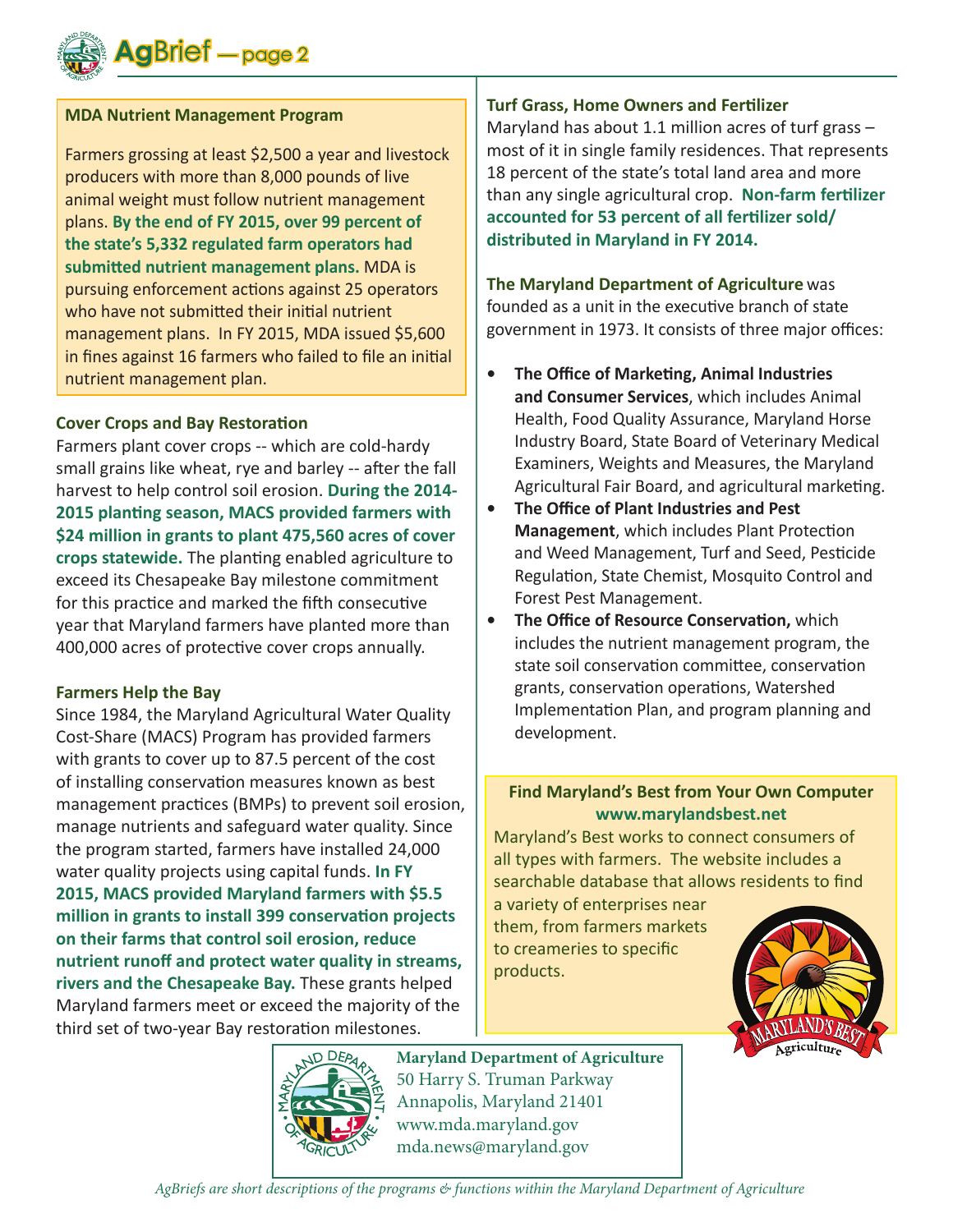## MDA Nutrient Management Program

Farmers grossing at least $2,500 a year and livestock producers with more than 8,000 pounds of live animal weight must follow nutrient management plans. **By the end of FY 2015, over 99 percent of the state's 5,332 regulated farm operators had submitted nutrient management plans.** MDA is pursuing enforcement actions against 25 operators who have not submitted their initial nutrient management plans. In FY 2015, MDA issued $5,600 in fines against 16 farmers who failed to file an initial nutrient management plan.

## Cover Crops and Bay Restoration

Farmers plant cover crops -- which are cold-hardy small grains like wheat, rye and barley -- after the fall harvest to help control soil erosion. **During the 2014-2015 planting season, MACS provided farmers with $24 million in grants to plant 475,560 acres of cover crops statewide.** The planting enabled agriculture to exceed its Chesapeake Bay milestone commitment for this practice and marked the fifth consecutive year that Maryland farmers have planted more than 400,000 acres of protective cover crops annually.

## Farmers Help the Bay

Since 1984, the Maryland Agricultural Water Quality Cost-Share (MACS) Program has provided farmers with grants to cover up to 87.5 percent of the cost of installing conservation measures known as best management practices (BMPs) to prevent soil erosion, manage nutrients and safeguard water quality. Since the program started, farmers have installed 24,000 water quality projects using capital funds. **In FY 2015, MACS provided Maryland farmers with $5.5 million in grants to install 399 conservation projects on their farms that control soil erosion, reduce nutrient runoff and protect water quality in streams, rivers and the Chesapeake Bay.** These grants helped Maryland farmers meet or exceed the majority of the third set of two-year Bay restoration milestones.

## Turf Grass, Home Owners and Fertilizer

Maryland has about 1.1 million acres of turf grass – most of it in single family residences. That represents 18 percent of the state's total land area and more than any single agricultural crop. **Non-farm fertilizer accounted for 53 percent of all fertilizer sold/distributed in Maryland in FY 2014.**

**The Maryland Department of Agriculture** was founded as a unit in the executive branch of state government in 1973. It consists of three major offices:

- **The Office of Marketing, Animal Industries and Consumer Services**, which includes Animal Health, Food Quality Assurance, Maryland Horse Industry Board, State Board of Veterinary Medical Examiners, Weights and Measures, the Maryland Agricultural Fair Board, and agricultural marketing.
- **The Office of Plant Industries and Pest Management**, which includes Plant Protection and Weed Management, Turf and Seed, Pesticide Regulation, State Chemist, Mosquito Control and Forest Pest Management.
- **The Office of Resource Conservation,** which includes the nutrient management program, the state soil conservation committee, conservation grants, conservation operations, Watershed Implementation Plan, and program planning and development.

## Find Maryland's Best from Your Own Computer

**www.marylandsbest.net**

Maryland's Best works to connect consumers of all types with farmers. The website includes a searchable database that allows residents to find a variety of enterprises near them, from farmers markets to creameries to specific products.

**Maryland Department of Agriculture**
50 Harry S. Truman Parkway
Annapolis, Maryland 21401
www.mda.maryland.gov
mda.news@maryland.gov

*AgBriefs are short descriptions of the programs & functions within the Maryland Department of Agriculture*